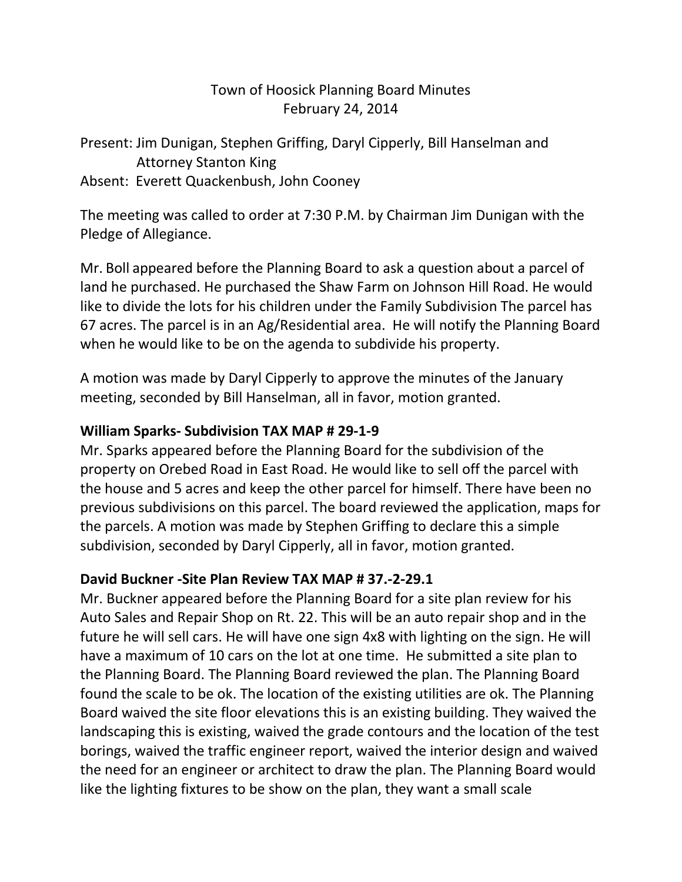Town of Hoosick Planning Board Minutes
February 24, 2014

Present: Jim Dunigan, Stephen Griffing, Daryl Cipperly, Bill Hanselman and Attorney Stanton King
Absent: Everett Quackenbush, John Cooney

The meeting was called to order at 7:30 P.M. by Chairman Jim Dunigan with the Pledge of Allegiance.

Mr. Boll appeared before the Planning Board to ask a question about a parcel of land he purchased. He purchased the Shaw Farm on Johnson Hill Road. He would like to divide the lots for his children under the Family Subdivision The parcel has 67 acres. The parcel is in an Ag/Residential area. He will notify the Planning Board when he would like to be on the agenda to subdivide his property.

A motion was made by Daryl Cipperly to approve the minutes of the January meeting, seconded by Bill Hanselman, all in favor, motion granted.

**William Sparks- Subdivision TAX MAP # 29-1-9**

Mr. Sparks appeared before the Planning Board for the subdivision of the property on Orebed Road in East Road. He would like to sell off the parcel with the house and 5 acres and keep the other parcel for himself. There have been no previous subdivisions on this parcel. The board reviewed the application, maps for the parcels. A motion was made by Stephen Griffing to declare this a simple subdivision, seconded by Daryl Cipperly, all in favor, motion granted.

**David Buckner -Site Plan Review TAX MAP # 37.-2-29.1**

Mr. Buckner appeared before the Planning Board for a site plan review for his Auto Sales and Repair Shop on Rt. 22. This will be an auto repair shop and in the future he will sell cars. He will have one sign 4x8 with lighting on the sign. He will have a maximum of 10 cars on the lot at one time. He submitted a site plan to the Planning Board. The Planning Board reviewed the plan. The Planning Board found the scale to be ok. The location of the existing utilities are ok. The Planning Board waived the site floor elevations this is an existing building. They waived the landscaping this is existing, waived the grade contours and the location of the test borings, waived the traffic engineer report, waived the interior design and waived the need for an engineer or architect to draw the plan. The Planning Board would like the lighting fixtures to be show on the plan, they want a small scale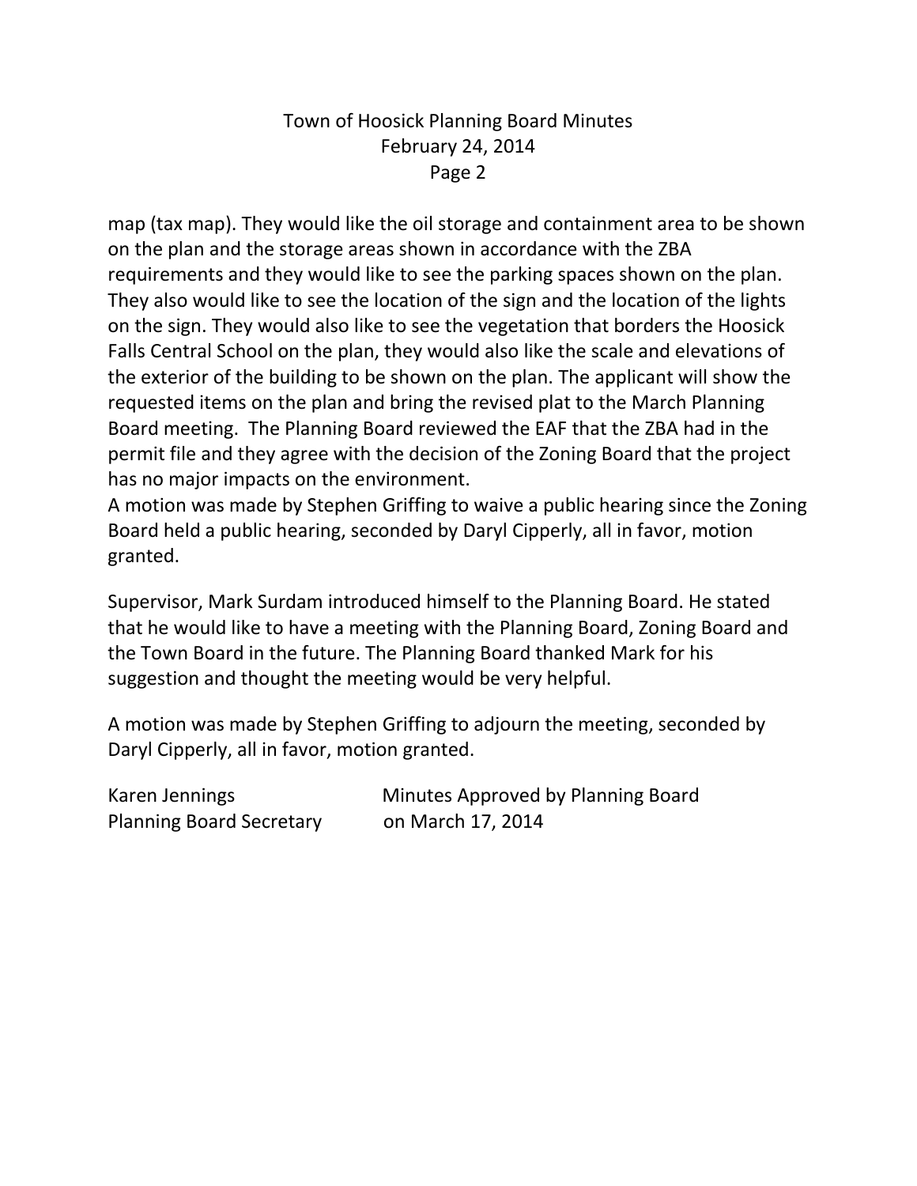map (tax map). They would like the oil storage and containment area to be shown on the plan and the storage areas shown in accordance with the ZBA requirements and they would like to see the parking spaces shown on the plan. They also would like to see the location of the sign and the location of the lights on the sign. They would also like to see the vegetation that borders the Hoosick Falls Central School on the plan, they would also like the scale and elevations of the exterior of the building to be shown on the plan. The applicant will show the requested items on the plan and bring the revised plat to the March Planning Board meeting. The Planning Board reviewed the EAF that the ZBA had in the permit file and they agree with the decision of the Zoning Board that the project has no major impacts on the environment.
A motion was made by Stephen Griffing to waive a public hearing since the Zoning Board held a public hearing, seconded by Daryl Cipperly, all in favor, motion granted.

Supervisor, Mark Surdam introduced himself to the Planning Board. He stated that he would like to have a meeting with the Planning Board, Zoning Board and the Town Board in the future. The Planning Board thanked Mark for his suggestion and thought the meeting would be very helpful.

A motion was made by Stephen Griffing to adjourn the meeting, seconded by Daryl Cipperly, all in favor, motion granted.

Karen Jennings
Planning Board Secretary

Minutes Approved by Planning Board
on March 17, 2014